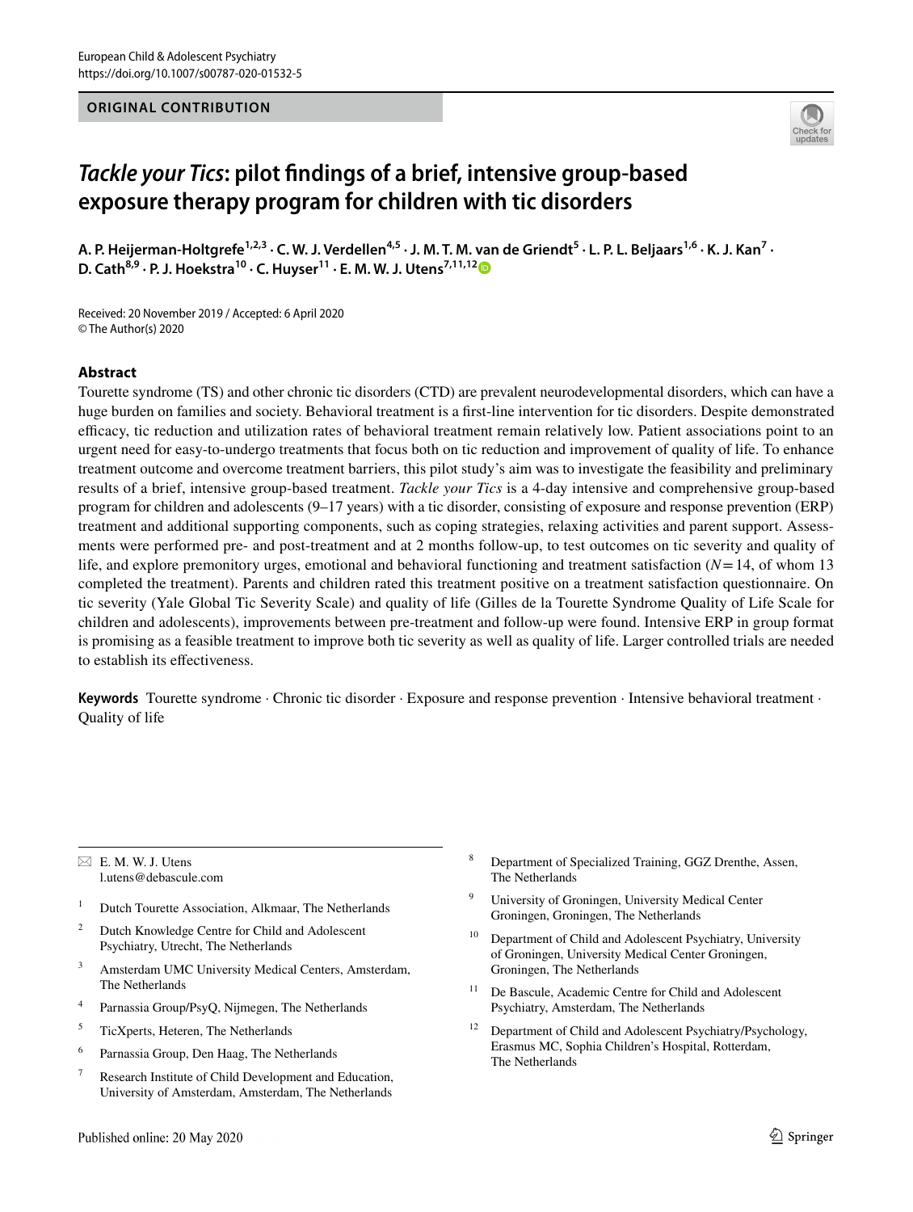ORIGINAL CONTRIBUTION

# *Tackle your Tics*: pilot findings of a brief, intensive group-based exposure therapy program for children with tic disorders

A. P. Heijerman-Holtgrefe[1,2,3] · C. W. J. Verdellen[4,5] · J. M. T. M. van de Griendt[5] · L. P. L. Beljaars[1,6] · K. J. Kan[7] · D. Cath[8,9] · P. J. Hoekstra[10] · C. Huyser[11] · E. M. W. J. Utens[7,11,12]

Received: 20 November 2019 / Accepted: 6 April 2020
© The Author(s) 2020

## Abstract

Tourette syndrome (TS) and other chronic tic disorders (CTD) are prevalent neurodevelopmental disorders, which can have a huge burden on families and society. Behavioral treatment is a first-line intervention for tic disorders. Despite demonstrated efficacy, tic reduction and utilization rates of behavioral treatment remain relatively low. Patient associations point to an urgent need for easy-to-undergo treatments that focus both on tic reduction and improvement of quality of life. To enhance treatment outcome and overcome treatment barriers, this pilot study's aim was to investigate the feasibility and preliminary results of a brief, intensive group-based treatment. *Tackle your Tics* is a 4-day intensive and comprehensive group-based program for children and adolescents (9–17 years) with a tic disorder, consisting of exposure and response prevention (ERP) treatment and additional supporting components, such as coping strategies, relaxing activities and parent support. Assessments were performed pre- and post-treatment and at 2 months follow-up, to test outcomes on tic severity and quality of life, and explore premonitory urges, emotional and behavioral functioning and treatment satisfaction ($N = 14$, of whom 13 completed the treatment). Parents and children rated this treatment positive on a treatment satisfaction questionnaire. On tic severity (Yale Global Tic Severity Scale) and quality of life (Gilles de la Tourette Syndrome Quality of Life Scale for children and adolescents), improvements between pre-treatment and follow-up were found. Intensive ERP in group format is promising as a feasible treatment to improve both tic severity as well as quality of life. Larger controlled trials are needed to establish its effectiveness.

**Keywords** Tourette syndrome · Chronic tic disorder · Exposure and response prevention · Intensive behavioral treatment · Quality of life

---

✉ E. M. W. J. Utens
l.utens@debascule.com

1 Dutch Tourette Association, Alkmaar, The Netherlands

2 Dutch Knowledge Centre for Child and Adolescent Psychiatry, Utrecht, The Netherlands

3 Amsterdam UMC University Medical Centers, Amsterdam, The Netherlands

4 Parnassia Group/PsyQ, Nijmegen, The Netherlands

5 TicXperts, Heteren, The Netherlands

6 Parnassia Group, Den Haag, The Netherlands

7 Research Institute of Child Development and Education, University of Amsterdam, Amsterdam, The Netherlands

8 Department of Specialized Training, GGZ Drenthe, Assen, The Netherlands

9 University of Groningen, University Medical Center Groningen, Groningen, The Netherlands

10 Department of Child and Adolescent Psychiatry, University of Groningen, University Medical Center Groningen, Groningen, The Netherlands

11 De Bascule, Academic Centre for Child and Adolescent Psychiatry, Amsterdam, The Netherlands

12 Department of Child and Adolescent Psychiatry/Psychology, Erasmus MC, Sophia Children's Hospital, Rotterdam, The Netherlands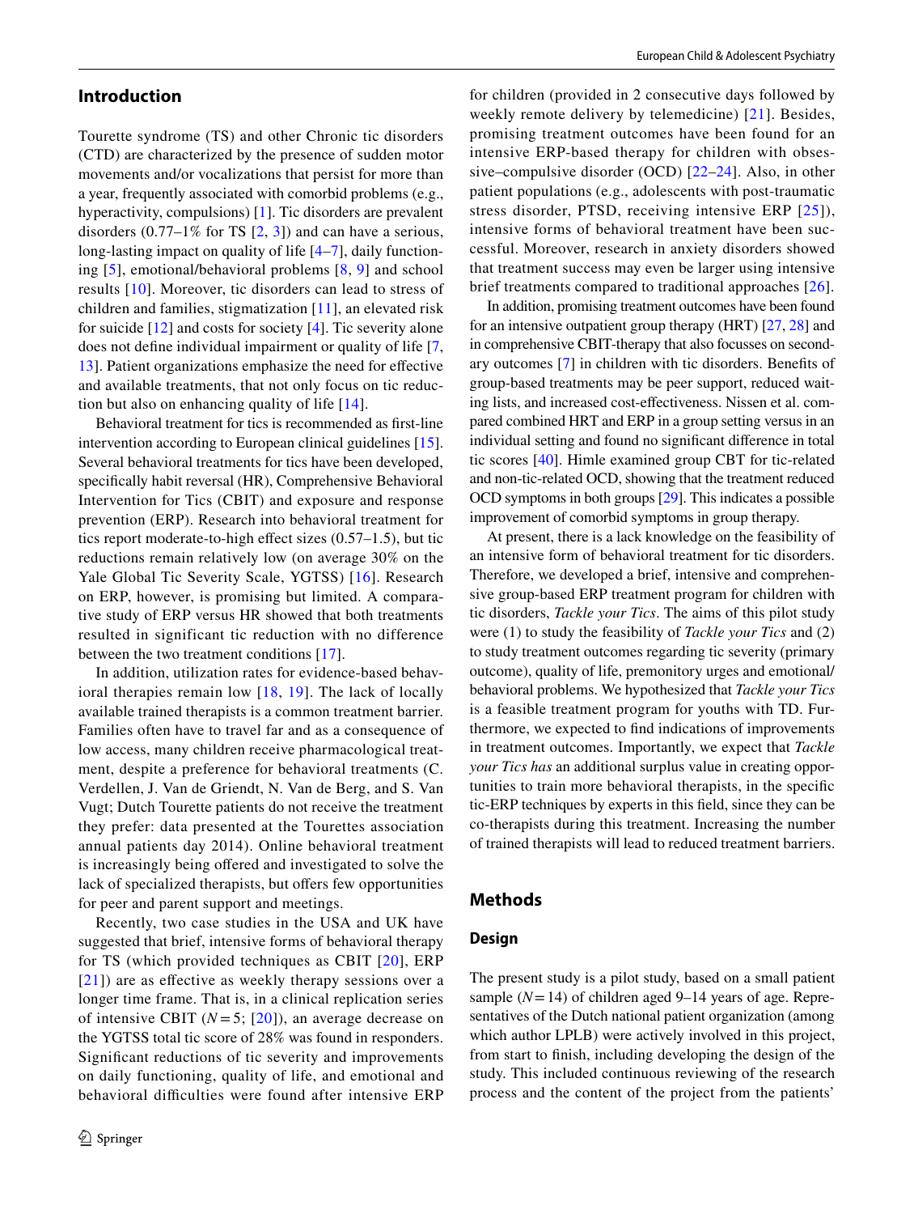## Introduction

Tourette syndrome (TS) and other Chronic tic disorders (CTD) are characterized by the presence of sudden motor movements and/or vocalizations that persist for more than a year, frequently associated with comorbid problems (e.g., hyperactivity, compulsions) [1]. Tic disorders are prevalent disorders (0.77–1% for TS [2, 3]) and can have a serious, long-lasting impact on quality of life [4–7], daily functioning [5], emotional/behavioral problems [8, 9] and school results [10]. Moreover, tic disorders can lead to stress of children and families, stigmatization [11], an elevated risk for suicide [12] and costs for society [4]. Tic severity alone does not define individual impairment or quality of life [7, 13]. Patient organizations emphasize the need for effective and available treatments, that not only focus on tic reduction but also on enhancing quality of life [14].

Behavioral treatment for tics is recommended as first-line intervention according to European clinical guidelines [15]. Several behavioral treatments for tics have been developed, specifically habit reversal (HR), Comprehensive Behavioral Intervention for Tics (CBIT) and exposure and response prevention (ERP). Research into behavioral treatment for tics report moderate-to-high effect sizes (0.57–1.5), but tic reductions remain relatively low (on average 30% on the Yale Global Tic Severity Scale, YGTSS) [16]. Research on ERP, however, is promising but limited. A comparative study of ERP versus HR showed that both treatments resulted in significant tic reduction with no difference between the two treatment conditions [17].

In addition, utilization rates for evidence-based behavioral therapies remain low [18, 19]. The lack of locally available trained therapists is a common treatment barrier. Families often have to travel far and as a consequence of low access, many children receive pharmacological treatment, despite a preference for behavioral treatments (C. Verdellen, J. Van de Griendt, N. Van de Berg, and S. Van Vugt; Dutch Tourette patients do not receive the treatment they prefer: data presented at the Tourettes association annual patients day 2014). Online behavioral treatment is increasingly being offered and investigated to solve the lack of specialized therapists, but offers few opportunities for peer and parent support and meetings.

Recently, two case studies in the USA and UK have suggested that brief, intensive forms of behavioral therapy for TS (which provided techniques as CBIT [20], ERP [21]) are as effective as weekly therapy sessions over a longer time frame. That is, in a clinical replication series of intensive CBIT ($N = 5$; [20]), an average decrease on the YGTSS total tic score of 28% was found in responders. Significant reductions of tic severity and improvements on daily functioning, quality of life, and emotional and behavioral difficulties were found after intensive ERP for children (provided in 2 consecutive days followed by weekly remote delivery by telemedicine) [21]. Besides, promising treatment outcomes have been found for an intensive ERP-based therapy for children with obsessive–compulsive disorder (OCD) [22–24]. Also, in other patient populations (e.g., adolescents with post-traumatic stress disorder, PTSD, receiving intensive ERP [25]), intensive forms of behavioral treatment have been successful. Moreover, research in anxiety disorders showed that treatment success may even be larger using intensive brief treatments compared to traditional approaches [26].

In addition, promising treatment outcomes have been found for an intensive outpatient group therapy (HRT) [27, 28] and in comprehensive CBIT-therapy that also focusses on secondary outcomes [7] in children with tic disorders. Benefits of group-based treatments may be peer support, reduced waiting lists, and increased cost-effectiveness. Nissen et al. compared combined HRT and ERP in a group setting versus in an individual setting and found no significant difference in total tic scores [40]. Himle examined group CBT for tic-related and non-tic-related OCD, showing that the treatment reduced OCD symptoms in both groups [29]. This indicates a possible improvement of comorbid symptoms in group therapy.

At present, there is a lack knowledge on the feasibility of an intensive form of behavioral treatment for tic disorders. Therefore, we developed a brief, intensive and comprehensive group-based ERP treatment program for children with tic disorders, *Tackle your Tics*. The aims of this pilot study were (1) to study the feasibility of *Tackle your Tics* and (2) to study treatment outcomes regarding tic severity (primary outcome), quality of life, premonitory urges and emotional/behavioral problems. We hypothesized that *Tackle your Tics* is a feasible treatment program for youths with TD. Furthermore, we expected to find indications of improvements in treatment outcomes. Importantly, we expect that *Tackle your Tics has* an additional surplus value in creating opportunities to train more behavioral therapists, in the specific tic-ERP techniques by experts in this field, since they can be co-therapists during this treatment. Increasing the number of trained therapists will lead to reduced treatment barriers.

## Methods

### Design

The present study is a pilot study, based on a small patient sample ($N = 14$) of children aged 9–14 years of age. Representatives of the Dutch national patient organization (among which author LPLB) were actively involved in this project, from start to finish, including developing the design of the study. This included continuous reviewing of the research process and the content of the project from the patients'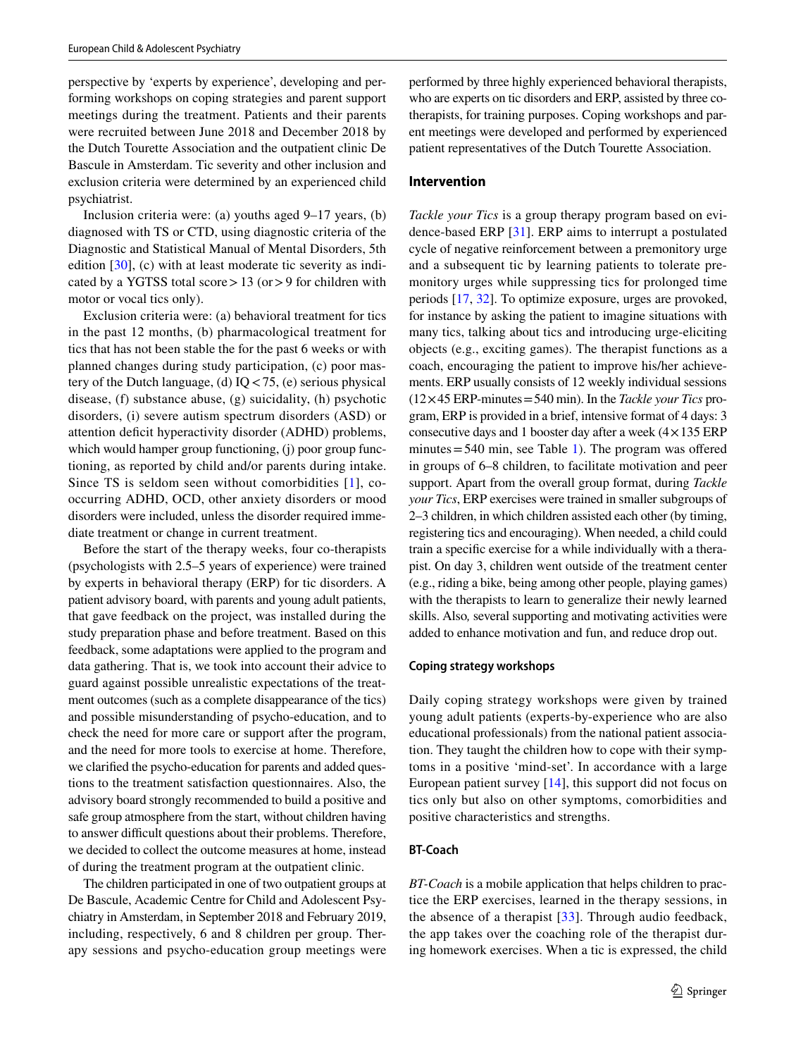perspective by 'experts by experience', developing and performing workshops on coping strategies and parent support meetings during the treatment. Patients and their parents were recruited between June 2018 and December 2018 by the Dutch Tourette Association and the outpatient clinic De Bascule in Amsterdam. Tic severity and other inclusion and exclusion criteria were determined by an experienced child psychiatrist.

Inclusion criteria were: (a) youths aged 9–17 years, (b) diagnosed with TS or CTD, using diagnostic criteria of the Diagnostic and Statistical Manual of Mental Disorders, 5th edition [30], (c) with at least moderate tic severity as indicated by a YGTSS total score > 13 (or > 9 for children with motor or vocal tics only).

Exclusion criteria were: (a) behavioral treatment for tics in the past 12 months, (b) pharmacological treatment for tics that has not been stable the for the past 6 weeks or with planned changes during study participation, (c) poor mastery of the Dutch language, (d) IQ < 75, (e) serious physical disease, (f) substance abuse, (g) suicidality, (h) psychotic disorders, (i) severe autism spectrum disorders (ASD) or attention deficit hyperactivity disorder (ADHD) problems, which would hamper group functioning, (j) poor group functioning, as reported by child and/or parents during intake. Since TS is seldom seen without comorbidities [1], co-occurring ADHD, OCD, other anxiety disorders or mood disorders were included, unless the disorder required immediate treatment or change in current treatment.

Before the start of the therapy weeks, four co-therapists (psychologists with 2.5–5 years of experience) were trained by experts in behavioral therapy (ERP) for tic disorders. A patient advisory board, with parents and young adult patients, that gave feedback on the project, was installed during the study preparation phase and before treatment. Based on this feedback, some adaptations were applied to the program and data gathering. That is, we took into account their advice to guard against possible unrealistic expectations of the treatment outcomes (such as a complete disappearance of the tics) and possible misunderstanding of psycho-education, and to check the need for more care or support after the program, and the need for more tools to exercise at home. Therefore, we clarified the psycho-education for parents and added questions to the treatment satisfaction questionnaires. Also, the advisory board strongly recommended to build a positive and safe group atmosphere from the start, without children having to answer difficult questions about their problems. Therefore, we decided to collect the outcome measures at home, instead of during the treatment program at the outpatient clinic.

The children participated in one of two outpatient groups at De Bascule, Academic Centre for Child and Adolescent Psychiatry in Amsterdam, in September 2018 and February 2019, including, respectively, 6 and 8 children per group. Therapy sessions and psycho-education group meetings were performed by three highly experienced behavioral therapists, who are experts on tic disorders and ERP, assisted by three co-therapists, for training purposes. Coping workshops and parent meetings were developed and performed by experienced patient representatives of the Dutch Tourette Association.

## Intervention

*Tackle your Tics* is a group therapy program based on evidence-based ERP [31]. ERP aims to interrupt a postulated cycle of negative reinforcement between a premonitory urge and a subsequent tic by learning patients to tolerate premonitory urges while suppressing tics for prolonged time periods [17, 32]. To optimize exposure, urges are provoked, for instance by asking the patient to imagine situations with many tics, talking about tics and introducing urge-eliciting objects (e.g., exciting games). The therapist functions as a coach, encouraging the patient to improve his/her achievements. ERP usually consists of 12 weekly individual sessions (12 × 45 ERP-minutes = 540 min). In the *Tackle your Tics* program, ERP is provided in a brief, intensive format of 4 days: 3 consecutive days and 1 booster day after a week (4 × 135 ERP minutes = 540 min, see Table 1). The program was offered in groups of 6–8 children, to facilitate motivation and peer support. Apart from the overall group format, during *Tackle your Tics*, ERP exercises were trained in smaller subgroups of 2–3 children, in which children assisted each other (by timing, registering tics and encouraging). When needed, a child could train a specific exercise for a while individually with a therapist. On day 3, children went outside of the treatment center (e.g., riding a bike, being among other people, playing games) with the therapists to learn to generalize their newly learned skills. Also, several supporting and motivating activities were added to enhance motivation and fun, and reduce drop out.

### Coping strategy workshops

Daily coping strategy workshops were given by trained young adult patients (experts-by-experience who are also educational professionals) from the national patient association. They taught the children how to cope with their symptoms in a positive 'mind-set'. In accordance with a large European patient survey [14], this support did not focus on tics only but also on other symptoms, comorbidities and positive characteristics and strengths.

### BT-Coach

*BT-Coach* is a mobile application that helps children to practice the ERP exercises, learned in the therapy sessions, in the absence of a therapist [33]. Through audio feedback, the app takes over the coaching role of the therapist during homework exercises. When a tic is expressed, the child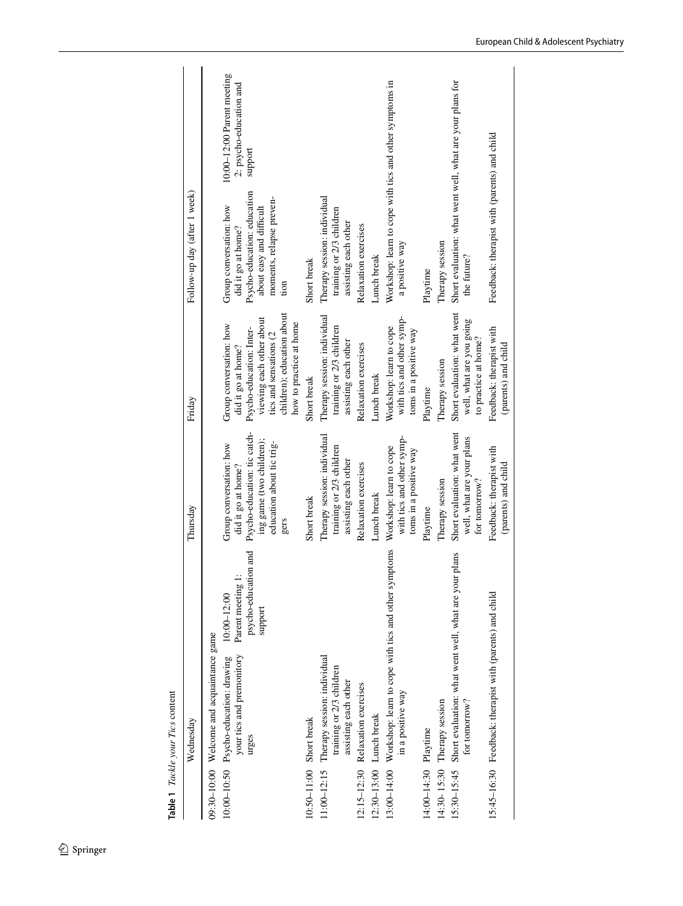**Table 1** *Tackle your Tics* content

| | Wednesday | | Thursday | Friday | Follow-up day (after 1 week) | |
|---|---|---|---|---|---|---|
| 09:30–10:00 | Welcome and acquaintance game | | | | | |
| 10:00–10:50 | Psycho-education: drawing your tics and premonitory urges | 10:00–12:00 Parent meeting 1: psycho-education and support | Group conversation: how did it go at home? Psycho-education: tic catching game (two children); education about tic triggers | Group conversation: how did it go at home? Psycho-education: Interviewing each other about tics and sensations (2 children); education about how to practice at home | Group conversation: how did it go at home? Psycho-education: education about easy and difficult moments, relapse prevention | 10:00–12:00 Parent meeting 2: psycho-education and support |
| 10:50–11:00 | Short break | | Short break | Short break | Short break | |
| 11:00–12:15 | Therapy session: individual training or 2/3 children assisting each other | | Therapy session: individual training or 2/3 children assisting each other | Therapy session: individual training or 2/3 children assisting each other | Therapy session: individual training or 2/3 children assisting each other | |
| 12:15–12:30 | Relaxation exercises | | Relaxation exercises | Relaxation exercises | Relaxation exercises | |
| 12:30–13:00 | Lunch break | | Lunch break | Lunch break | Lunch break | |
| 13:00–14:00 | Workshop: learn to cope with tics and other symptoms in a positive way | | Workshop: learn to cope with tics and other symptoms in a positive way | Workshop: learn to cope with tics and other symptoms in a positive way | Workshop: learn to cope with tics and other symptoms in a positive way | |
| 14:00–14:30 | Playtime | | Playtime | Playtime | Playtime | |
| 14:30–15:30 | Therapy session | | Therapy session | Therapy session | Therapy session | |
| 15:30–15:45 | Short evaluation: what went well, what are your plans for tomorrow? | | Short evaluation: what went well, what are your plans for tomorrow? | Short evaluation: what went well, what are you going to practice at home? | Short evaluation: what went well, what are your plans for the future? | |
| 15:45–16:30 | Feedback: therapist with (parents) and child | | Feedback: therapist with (parents) and child | Feedback: therapist with (parents) and child | Feedback: therapist with (parents) and child | |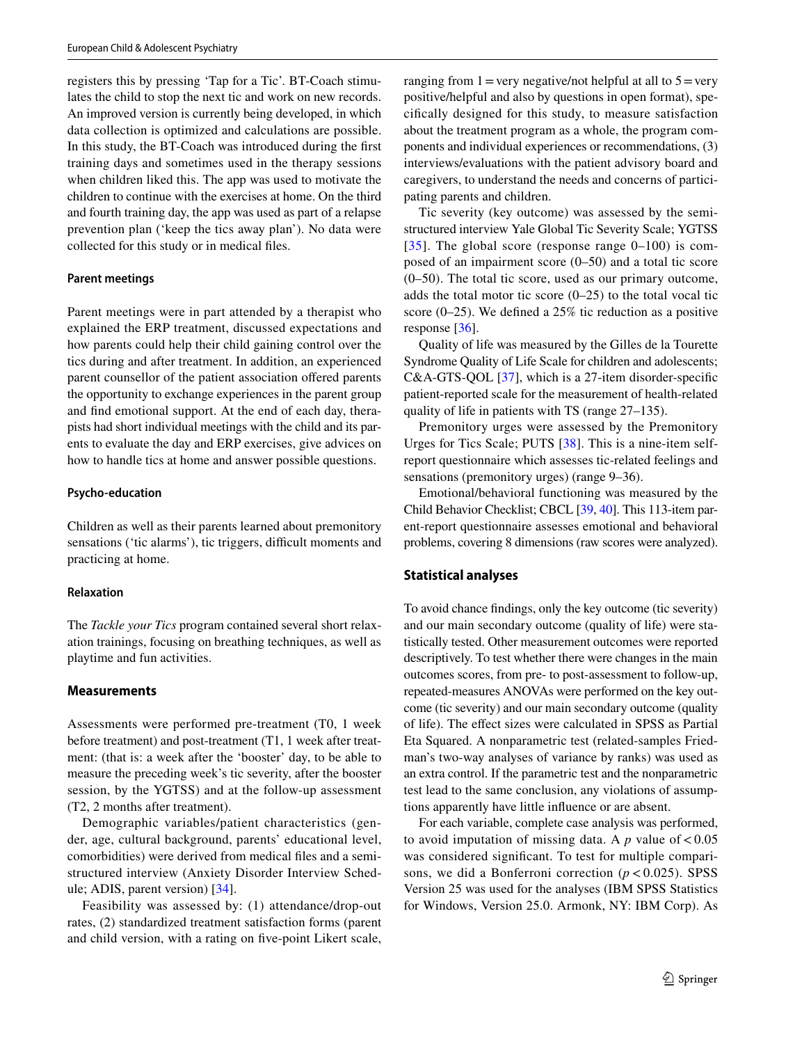registers this by pressing 'Tap for a Tic'. BT-Coach stimulates the child to stop the next tic and work on new records. An improved version is currently being developed, in which data collection is optimized and calculations are possible. In this study, the BT-Coach was introduced during the first training days and sometimes used in the therapy sessions when children liked this. The app was used to motivate the children to continue with the exercises at home. On the third and fourth training day, the app was used as part of a relapse prevention plan ('keep the tics away plan'). No data were collected for this study or in medical files.

#### Parent meetings

Parent meetings were in part attended by a therapist who explained the ERP treatment, discussed expectations and how parents could help their child gaining control over the tics during and after treatment. In addition, an experienced parent counsellor of the patient association offered parents the opportunity to exchange experiences in the parent group and find emotional support. At the end of each day, therapists had short individual meetings with the child and its parents to evaluate the day and ERP exercises, give advices on how to handle tics at home and answer possible questions.

#### Psycho-education

Children as well as their parents learned about premonitory sensations ('tic alarms'), tic triggers, difficult moments and practicing at home.

#### Relaxation

The *Tackle your Tics* program contained several short relaxation trainings, focusing on breathing techniques, as well as playtime and fun activities.

### Measurements

Assessments were performed pre-treatment (T0, 1 week before treatment) and post-treatment (T1, 1 week after treatment: (that is: a week after the 'booster' day, to be able to measure the preceding week's tic severity, after the booster session, by the YGTSS) and at the follow-up assessment (T2, 2 months after treatment).

Demographic variables/patient characteristics (gender, age, cultural background, parents' educational level, comorbidities) were derived from medical files and a semi-structured interview (Anxiety Disorder Interview Schedule; ADIS, parent version) [34].

Feasibility was assessed by: (1) attendance/drop-out rates, (2) standardized treatment satisfaction forms (parent and child version, with a rating on five-point Likert scale, ranging from 1 = very negative/not helpful at all to 5 = very positive/helpful and also by questions in open format), specifically designed for this study, to measure satisfaction about the treatment program as a whole, the program components and individual experiences or recommendations, (3) interviews/evaluations with the patient advisory board and caregivers, to understand the needs and concerns of participating parents and children.

Tic severity (key outcome) was assessed by the semi-structured interview Yale Global Tic Severity Scale; YGTSS [35]. The global score (response range 0–100) is composed of an impairment score (0–50) and a total tic score (0–50). The total tic score, used as our primary outcome, adds the total motor tic score (0–25) to the total vocal tic score (0–25). We defined a 25% tic reduction as a positive response [36].

Quality of life was measured by the Gilles de la Tourette Syndrome Quality of Life Scale for children and adolescents; C&A-GTS-QOL [37], which is a 27-item disorder-specific patient-reported scale for the measurement of health-related quality of life in patients with TS (range 27–135).

Premonitory urges were assessed by the Premonitory Urges for Tics Scale; PUTS [38]. This is a nine-item self-report questionnaire which assesses tic-related feelings and sensations (premonitory urges) (range 9–36).

Emotional/behavioral functioning was measured by the Child Behavior Checklist; CBCL [39, 40]. This 113-item parent-report questionnaire assesses emotional and behavioral problems, covering 8 dimensions (raw scores were analyzed).

### Statistical analyses

To avoid chance findings, only the key outcome (tic severity) and our main secondary outcome (quality of life) were statistically tested. Other measurement outcomes were reported descriptively. To test whether there were changes in the main outcomes scores, from pre- to post-assessment to follow-up, repeated-measures ANOVAs were performed on the key outcome (tic severity) and our main secondary outcome (quality of life). The effect sizes were calculated in SPSS as Partial Eta Squared. A nonparametric test (related-samples Friedman's two-way analyses of variance by ranks) was used as an extra control. If the parametric test and the nonparametric test lead to the same conclusion, any violations of assumptions apparently have little influence or are absent.

For each variable, complete case analysis was performed, to avoid imputation of missing data. A $p$ value of $< 0.05$ was considered significant. To test for multiple comparisons, we did a Bonferroni correction ($p < 0.025$). SPSS Version 25 was used for the analyses (IBM SPSS Statistics for Windows, Version 25.0. Armonk, NY: IBM Corp). As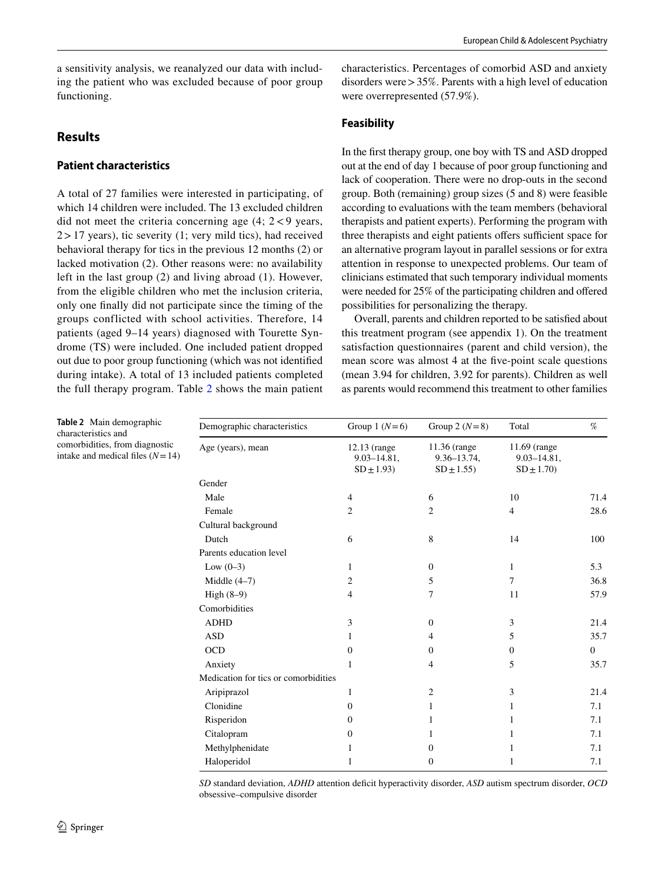a sensitivity analysis, we reanalyzed our data with including the patient who was excluded because of poor group functioning.

## Results

### Patient characteristics

A total of 27 families were interested in participating, of which 14 children were included. The 13 excluded children did not meet the criteria concerning age (4; 2 < 9 years, 2 > 17 years), tic severity (1; very mild tics), had received behavioral therapy for tics in the previous 12 months (2) or lacked motivation (2). Other reasons were: no availability left in the last group (2) and living abroad (1). However, from the eligible children who met the inclusion criteria, only one finally did not participate since the timing of the groups conflicted with school activities. Therefore, 14 patients (aged 9–14 years) diagnosed with Tourette Syndrome (TS) were included. One included patient dropped out due to poor group functioning (which was not identified during intake). A total of 13 included patients completed the full therapy program. Table 2 shows the main patient characteristics. Percentages of comorbid ASD and anxiety disorders were > 35%. Parents with a high level of education were overrepresented (57.9%).

### Feasibility

In the first therapy group, one boy with TS and ASD dropped out at the end of day 1 because of poor group functioning and lack of cooperation. There were no drop-outs in the second group. Both (remaining) group sizes (5 and 8) were feasible according to evaluations with the team members (behavioral therapists and patient experts). Performing the program with three therapists and eight patients offers sufficient space for an alternative program layout in parallel sessions or for extra attention in response to unexpected problems. Our team of clinicians estimated that such temporary individual moments were needed for 25% of the participating children and offered possibilities for personalizing the therapy.

Overall, parents and children reported to be satisfied about this treatment program (see appendix 1). On the treatment satisfaction questionnaires (parent and child version), the mean score was almost 4 at the five-point scale questions (mean 3.94 for children, 3.92 for parents). Children as well as parents would recommend this treatment to other families

**Table 2** Main demographic characteristics and comorbidities, from diagnostic intake and medical files ($N = 14$)

| Demographic characteristics | Group 1 ($N = 6$) | Group 2 ($N = 8$) | Total | % |
|---|---|---|---|---|
| Age (years), mean | 12.13 (range 9.03–14.81, SD ± 1.93) | 11.36 (range 9.36–13.74, SD ± 1.55) | 11.69 (range 9.03–14.81, SD ± 1.70) | |
| Gender | | | | |
| Male | 4 | 6 | 10 | 71.4 |
| Female | 2 | 2 | 4 | 28.6 |
| Cultural background | | | | |
| Dutch | 6 | 8 | 14 | 100 |
| Parents education level | | | | |
| Low (0–3) | 1 | 0 | 1 | 5.3 |
| Middle (4–7) | 2 | 5 | 7 | 36.8 |
| High (8–9) | 4 | 7 | 11 | 57.9 |
| Comorbidities | | | | |
| ADHD | 3 | 0 | 3 | 21.4 |
| ASD | 1 | 4 | 5 | 35.7 |
| OCD | 0 | 0 | 0 | 0 |
| Anxiety | 1 | 4 | 5 | 35.7 |
| Medication for tics or comorbidities | | | | |
| Aripiprazol | 1 | 2 | 3 | 21.4 |
| Clonidine | 0 | 1 | 1 | 7.1 |
| Risperidon | 0 | 1 | 1 | 7.1 |
| Citalopram | 0 | 1 | 1 | 7.1 |
| Methylphenidate | 1 | 0 | 1 | 7.1 |
| Haloperidol | 1 | 0 | 1 | 7.1 |

*SD* standard deviation, *ADHD* attention deficit hyperactivity disorder, *ASD* autism spectrum disorder, *OCD* obsessive–compulsive disorder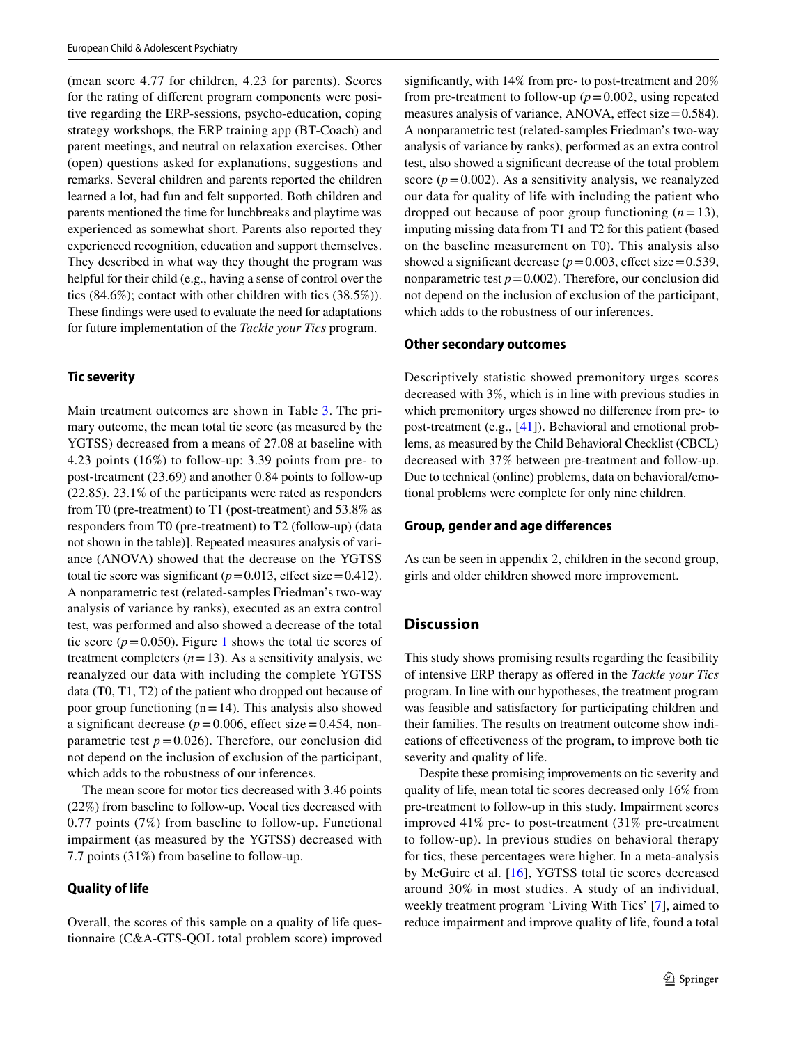(mean score 4.77 for children, 4.23 for parents). Scores for the rating of different program components were positive regarding the ERP-sessions, psycho-education, coping strategy workshops, the ERP training app (BT-Coach) and parent meetings, and neutral on relaxation exercises. Other (open) questions asked for explanations, suggestions and remarks. Several children and parents reported the children learned a lot, had fun and felt supported. Both children and parents mentioned the time for lunchbreaks and playtime was experienced as somewhat short. Parents also reported they experienced recognition, education and support themselves. They described in what way they thought the program was helpful for their child (e.g., having a sense of control over the tics (84.6%); contact with other children with tics (38.5%)). These findings were used to evaluate the need for adaptations for future implementation of the *Tackle your Tics* program.

### Tic severity

Main treatment outcomes are shown in Table 3. The primary outcome, the mean total tic score (as measured by the YGTSS) decreased from a means of 27.08 at baseline with 4.23 points (16%) to follow-up: 3.39 points from pre- to post-treatment (23.69) and another 0.84 points to follow-up (22.85). 23.1% of the participants were rated as responders from T0 (pre-treatment) to T1 (post-treatment) and 53.8% as responders from T0 (pre-treatment) to T2 (follow-up) (data not shown in the table)]. Repeated measures analysis of variance (ANOVA) showed that the decrease on the YGTSS total tic score was significant ($p=0.013$, effect size $=0.412$). A nonparametric test (related-samples Friedman's two-way analysis of variance by ranks), executed as an extra control test, was performed and also showed a decrease of the total tic score ($p=0.050$). Figure 1 shows the total tic scores of treatment completers ($n=13$). As a sensitivity analysis, we reanalyzed our data with including the complete YGTSS data (T0, T1, T2) of the patient who dropped out because of poor group functioning ($n=14$). This analysis also showed a significant decrease ($p=0.006$, effect size $=0.454$, nonparametric test $p=0.026$). Therefore, our conclusion did not depend on the inclusion of exclusion of the participant, which adds to the robustness of our inferences.

The mean score for motor tics decreased with 3.46 points (22%) from baseline to follow-up. Vocal tics decreased with 0.77 points (7%) from baseline to follow-up. Functional impairment (as measured by the YGTSS) decreased with 7.7 points (31%) from baseline to follow-up.

### Quality of life

Overall, the scores of this sample on a quality of life questionnaire (C&A-GTS-QOL total problem score) improved significantly, with 14% from pre- to post-treatment and 20% from pre-treatment to follow-up ($p=0.002$, using repeated measures analysis of variance, ANOVA, effect size $=0.584$). A nonparametric test (related-samples Friedman's two-way analysis of variance by ranks), performed as an extra control test, also showed a significant decrease of the total problem score ($p=0.002$). As a sensitivity analysis, we reanalyzed our data for quality of life with including the patient who dropped out because of poor group functioning ($n=13$), imputing missing data from T1 and T2 for this patient (based on the baseline measurement on T0). This analysis also showed a significant decrease ($p=0.003$, effect size $=0.539$, nonparametric test $p=0.002$). Therefore, our conclusion did not depend on the inclusion of exclusion of the participant, which adds to the robustness of our inferences.

### Other secondary outcomes

Descriptively statistic showed premonitory urges scores decreased with 3%, which is in line with previous studies in which premonitory urges showed no difference from pre- to post-treatment (e.g., [41]). Behavioral and emotional problems, as measured by the Child Behavioral Checklist (CBCL) decreased with 37% between pre-treatment and follow-up. Due to technical (online) problems, data on behavioral/emotional problems were complete for only nine children.

### Group, gender and age differences

As can be seen in appendix 2, children in the second group, girls and older children showed more improvement.

## Discussion

This study shows promising results regarding the feasibility of intensive ERP therapy as offered in the *Tackle your Tics* program. In line with our hypotheses, the treatment program was feasible and satisfactory for participating children and their families. The results on treatment outcome show indications of effectiveness of the program, to improve both tic severity and quality of life.

Despite these promising improvements on tic severity and quality of life, mean total tic scores decreased only 16% from pre-treatment to follow-up in this study. Impairment scores improved 41% pre- to post-treatment (31% pre-treatment to follow-up). In previous studies on behavioral therapy for tics, these percentages were higher. In a meta-analysis by McGuire et al. [16], YGTSS total tic scores decreased around 30% in most studies. A study of an individual, weekly treatment program 'Living With Tics' [7], aimed to reduce impairment and improve quality of life, found a total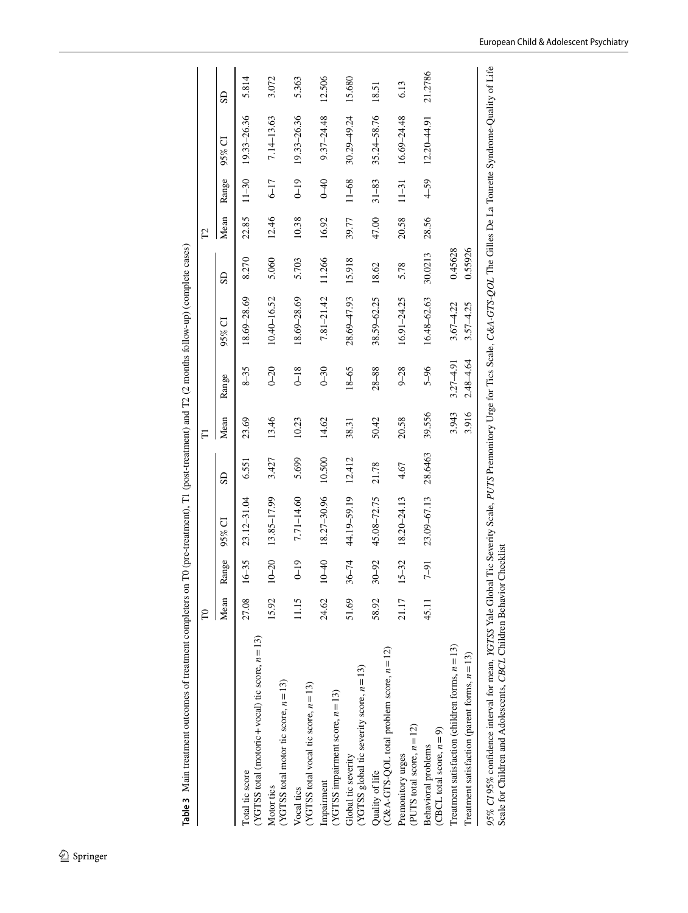**Table 3** Main treatment outcomes of treatment completers on T0 (pre-treatment), T1 (post-treatment) and T2 (2 months follow-up) (complete cases)

| | T0 | | | | T1 | | | | T2 | | | |
|---|---|---|---|---|---|---|---|---|---|---|---|---|
| | Mean | Range | 95% CI | SD | Mean | Range | 95% CI | SD | Mean | Range | 95% CI | SD |
| Total tic score (YGTSS total (motoric + vocal) tic score, $n = 13$) | 27.08 | 16–35 | 23.12–31.04 | 6.551 | 23.69 | 8–35 | 18.69–28.69 | 8.270 | 22.85 | 11–30 | 19.33–26.36 | 5.814 |
| Motor tics (YGTSS total motor tic score, $n = 13$) | 15.92 | 10–20 | 13.85–17.99 | 3.427 | 13.46 | 0–20 | 10.40–16.52 | 5.060 | 12.46 | 6–17 | 7.14–13.63 | 3.072 |
| Vocal tics (YGTSS total vocal tic score, $n = 13$) | 11.15 | 0–19 | 7.71–14.60 | 5.699 | 10.23 | 0–18 | 18.69–28.69 | 5.703 | 10.38 | 0–19 | 19.33–26.36 | 5.363 |
| Impairment (YGTSS impairment score, $n = 13$) | 24.62 | 10–40 | 18.27–30.96 | 10.500 | 14.62 | 0–30 | 7.81–21.42 | 11.266 | 16.92 | 0–40 | 9.37–24.48 | 12.506 |
| Global tic severity (YGTSS global tic severity score, $n = 13$) | 51.69 | 36–74 | 44.19–59.19 | 12.412 | 38.31 | 18–65 | 28.69–47.93 | 15.918 | 39.77 | 11–68 | 30.29–49.24 | 15.680 |
| Quality of life (C&A-GTS-QOL total problem score, $n = 12$) | 58.92 | 30–92 | 45.08–72.75 | 21.78 | 50.42 | 28–88 | 38.59–62.25 | 18.62 | 47.00 | 31–83 | 35.24–58.76 | 18.51 |
| Premonitory urges (PUTS total score, $n = 12$) | 21.17 | 15–32 | 18.20–24.13 | 4.67 | 20.58 | 9–28 | 16.91–24.25 | 5.78 | 20.58 | 11–31 | 16.69–24.48 | 6.13 |
| Behavioral problems (CBCL total score, $n = 9$) | 45.11 | 7–91 | 23.09–67.13 | 28.6463 | 39.556 | 5–96 | 16.48–62.63 | 30.0213 | 28.56 | 4–59 | 12.20–44.91 | 21.2786 |
| Treatment satisfaction (children forms, $n = 13$) | | | | | 3.943 | 3.27–4.91 | 3.67–4.22 | 0.45628 | | | | |
| Treatment satisfaction (parent forms, $n = 13$) | | | | | 3.916 | 2.48–4.64 | 3.57–4.25 | 0.55926 | | | | |

*95% CI* 95% confidence interval for mean, *YGTSS* Yale Global Tic Severity Scale, *PUTS* Premonitory Urge for Tics Scale, *C&A-GTS-QOL* The Gilles De La Tourette Syndrome-Quality of Life Scale for Children and Adolescents, *CBCL* Children Behavior Checklist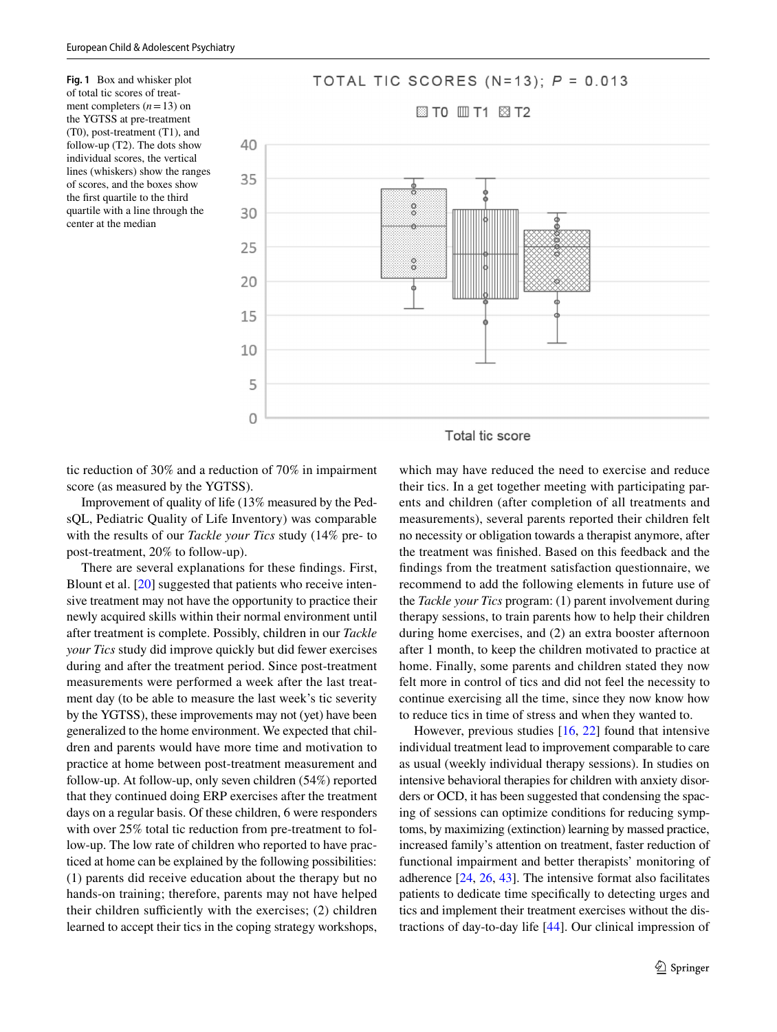**Fig. 1** Box and whisker plot of total tic scores of treatment completers ($n = 13$) on the YGTSS at pre-treatment (T0), post-treatment (T1), and follow-up (T2). The dots show individual scores, the vertical lines (whiskers) show the ranges of scores, and the boxes show the first quartile to the third quartile with a line through the center at the median

tic reduction of 30% and a reduction of 70% in impairment score (as measured by the YGTSS).

Improvement of quality of life (13% measured by the PedsQL, Pediatric Quality of Life Inventory) was comparable with the results of our *Tackle your Tics* study (14% pre- to post-treatment, 20% to follow-up).

There are several explanations for these findings. First, Blount et al. [20] suggested that patients who receive intensive treatment may not have the opportunity to practice their newly acquired skills within their normal environment until after treatment is complete. Possibly, children in our *Tackle your Tics* study did improve quickly but did fewer exercises during and after the treatment period. Since post-treatment measurements were performed a week after the last treatment day (to be able to measure the last week's tic severity by the YGTSS), these improvements may not (yet) have been generalized to the home environment. We expected that children and parents would have more time and motivation to practice at home between post-treatment measurement and follow-up. At follow-up, only seven children (54%) reported that they continued doing ERP exercises after the treatment days on a regular basis. Of these children, 6 were responders with over 25% total tic reduction from pre-treatment to follow-up. The low rate of children who reported to have practiced at home can be explained by the following possibilities: (1) parents did receive education about the therapy but no hands-on training; therefore, parents may not have helped their children sufficiently with the exercises; (2) children learned to accept their tics in the coping strategy workshops, which may have reduced the need to exercise and reduce their tics. In a get together meeting with participating parents and children (after completion of all treatments and measurements), several parents reported their children felt no necessity or obligation towards a therapist anymore, after the treatment was finished. Based on this feedback and the findings from the treatment satisfaction questionnaire, we recommend to add the following elements in future use of the *Tackle your Tics* program: (1) parent involvement during therapy sessions, to train parents how to help their children during home exercises, and (2) an extra booster afternoon after 1 month, to keep the children motivated to practice at home. Finally, some parents and children stated they now felt more in control of tics and did not feel the necessity to continue exercising all the time, since they now know how to reduce tics in time of stress and when they wanted to.

However, previous studies [16, 22] found that intensive individual treatment lead to improvement comparable to care as usual (weekly individual therapy sessions). In studies on intensive behavioral therapies for children with anxiety disorders or OCD, it has been suggested that condensing the spacing of sessions can optimize conditions for reducing symptoms, by maximizing (extinction) learning by massed practice, increased family's attention on treatment, faster reduction of functional impairment and better therapists' monitoring of adherence [24, 26, 43]. The intensive format also facilitates patients to dedicate time specifically to detecting urges and tics and implement their treatment exercises without the distractions of day-to-day life [44]. Our clinical impression of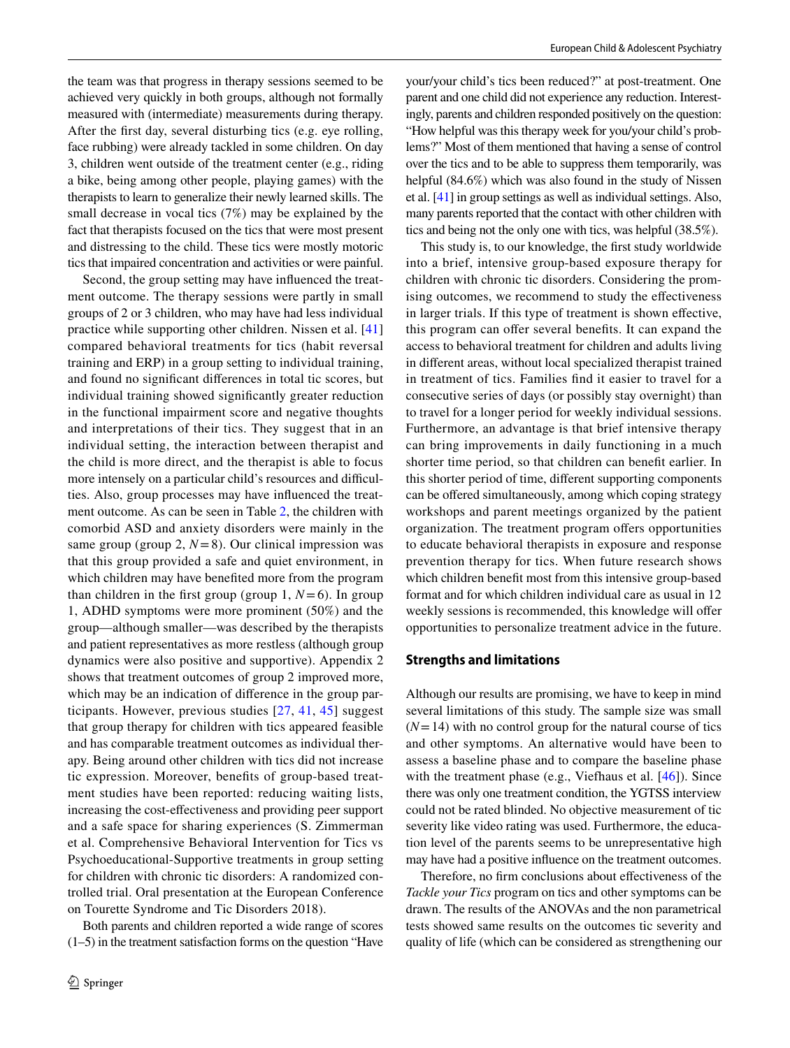the team was that progress in therapy sessions seemed to be achieved very quickly in both groups, although not formally measured with (intermediate) measurements during therapy. After the first day, several disturbing tics (e.g. eye rolling, face rubbing) were already tackled in some children. On day 3, children went outside of the treatment center (e.g., riding a bike, being among other people, playing games) with the therapists to learn to generalize their newly learned skills. The small decrease in vocal tics (7%) may be explained by the fact that therapists focused on the tics that were most present and distressing to the child. These tics were mostly motoric tics that impaired concentration and activities or were painful.

Second, the group setting may have influenced the treatment outcome. The therapy sessions were partly in small groups of 2 or 3 children, who may have had less individual practice while supporting other children. Nissen et al. [41] compared behavioral treatments for tics (habit reversal training and ERP) in a group setting to individual training, and found no significant differences in total tic scores, but individual training showed significantly greater reduction in the functional impairment score and negative thoughts and interpretations of their tics. They suggest that in an individual setting, the interaction between therapist and the child is more direct, and the therapist is able to focus more intensely on a particular child's resources and difficulties. Also, group processes may have influenced the treatment outcome. As can be seen in Table 2, the children with comorbid ASD and anxiety disorders were mainly in the same group (group 2, $N=8$). Our clinical impression was that this group provided a safe and quiet environment, in which children may have benefited more from the program than children in the first group (group 1, $N=6$). In group 1, ADHD symptoms were more prominent (50%) and the group—although smaller—was described by the therapists and patient representatives as more restless (although group dynamics were also positive and supportive). Appendix 2 shows that treatment outcomes of group 2 improved more, which may be an indication of difference in the group participants. However, previous studies [27, 41, 45] suggest that group therapy for children with tics appeared feasible and has comparable treatment outcomes as individual therapy. Being around other children with tics did not increase tic expression. Moreover, benefits of group-based treatment studies have been reported: reducing waiting lists, increasing the cost-effectiveness and providing peer support and a safe space for sharing experiences (S. Zimmerman et al. Comprehensive Behavioral Intervention for Tics vs Psychoeducational-Supportive treatments in group setting for children with chronic tic disorders: A randomized controlled trial. Oral presentation at the European Conference on Tourette Syndrome and Tic Disorders 2018).

Both parents and children reported a wide range of scores (1–5) in the treatment satisfaction forms on the question "Have your/your child's tics been reduced?" at post-treatment. One parent and one child did not experience any reduction. Interestingly, parents and children responded positively on the question: "How helpful was this therapy week for you/your child's problems?" Most of them mentioned that having a sense of control over the tics and to be able to suppress them temporarily, was helpful (84.6%) which was also found in the study of Nissen et al. [41] in group settings as well as individual settings. Also, many parents reported that the contact with other children with tics and being not the only one with tics, was helpful (38.5%).

This study is, to our knowledge, the first study worldwide into a brief, intensive group-based exposure therapy for children with chronic tic disorders. Considering the promising outcomes, we recommend to study the effectiveness in larger trials. If this type of treatment is shown effective, this program can offer several benefits. It can expand the access to behavioral treatment for children and adults living in different areas, without local specialized therapist trained in treatment of tics. Families find it easier to travel for a consecutive series of days (or possibly stay overnight) than to travel for a longer period for weekly individual sessions. Furthermore, an advantage is that brief intensive therapy can bring improvements in daily functioning in a much shorter time period, so that children can benefit earlier. In this shorter period of time, different supporting components can be offered simultaneously, among which coping strategy workshops and parent meetings organized by the patient organization. The treatment program offers opportunities to educate behavioral therapists in exposure and response prevention therapy for tics. When future research shows which children benefit most from this intensive group-based format and for which children individual care as usual in 12 weekly sessions is recommended, this knowledge will offer opportunities to personalize treatment advice in the future.

## Strengths and limitations

Although our results are promising, we have to keep in mind several limitations of this study. The sample size was small ($N=14$) with no control group for the natural course of tics and other symptoms. An alternative would have been to assess a baseline phase and to compare the baseline phase with the treatment phase (e.g., Viefhaus et al. [46]). Since there was only one treatment condition, the YGTSS interview could not be rated blinded. No objective measurement of tic severity like video rating was used. Furthermore, the education level of the parents seems to be unrepresentative high may have had a positive influence on the treatment outcomes.

Therefore, no firm conclusions about effectiveness of the *Tackle your Tics* program on tics and other symptoms can be drawn. The results of the ANOVAs and the non parametrical tests showed same results on the outcomes tic severity and quality of life (which can be considered as strengthening our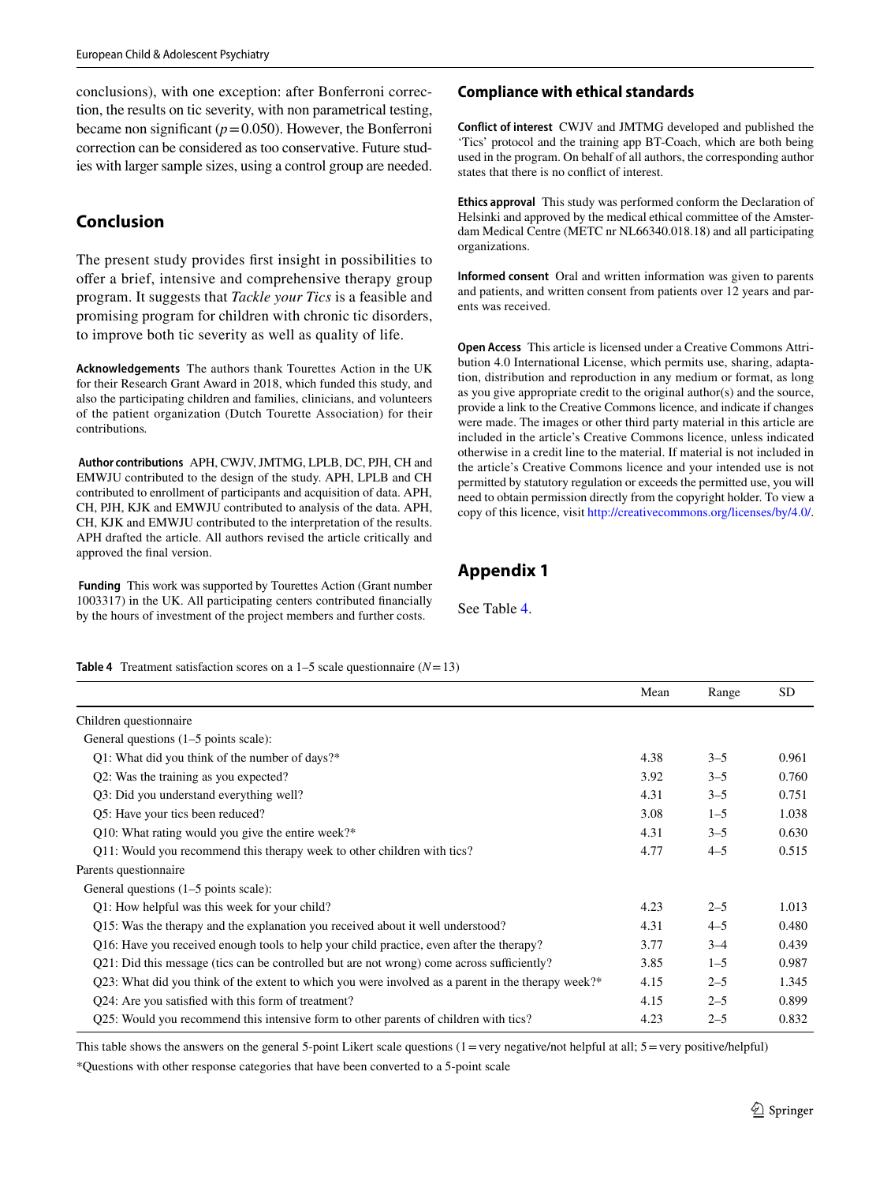conclusions), with one exception: after Bonferroni correction, the results on tic severity, with non parametrical testing, became non significant ($p = 0.050$). However, the Bonferroni correction can be considered as too conservative. Future studies with larger sample sizes, using a control group are needed.

## Conclusion

The present study provides first insight in possibilities to offer a brief, intensive and comprehensive therapy group program. It suggests that *Tackle your Tics* is a feasible and promising program for children with chronic tic disorders, to improve both tic severity as well as quality of life.

**Acknowledgements** The authors thank Tourettes Action in the UK for their Research Grant Award in 2018, which funded this study, and also the participating children and families, clinicians, and volunteers of the patient organization (Dutch Tourette Association) for their contributions.

**Author contributions** APH, CWJV, JMTMG, LPLB, DC, PJH, CH and EMWJU contributed to the design of the study. APH, LPLB and CH contributed to enrollment of participants and acquisition of data. APH, CH, PJH, KJK and EMWJU contributed to analysis of the data. APH, CH, KJK and EMWJU contributed to the interpretation of the results. APH drafted the article. All authors revised the article critically and approved the final version.

**Funding** This work was supported by Tourettes Action (Grant number 1003317) in the UK. All participating centers contributed financially by the hours of investment of the project members and further costs.

### Compliance with ethical standards

**Conflict of interest** CWJV and JMTMG developed and published the 'Tics' protocol and the training app BT-Coach, which are both being used in the program. On behalf of all authors, the corresponding author states that there is no conflict of interest.

**Ethics approval** This study was performed conform the Declaration of Helsinki and approved by the medical ethical committee of the Amsterdam Medical Centre (METC nr NL66340.018.18) and all participating organizations.

**Informed consent** Oral and written information was given to parents and patients, and written consent from patients over 12 years and parents was received.

**Open Access** This article is licensed under a Creative Commons Attribution 4.0 International License, which permits use, sharing, adaptation, distribution and reproduction in any medium or format, as long as you give appropriate credit to the original author(s) and the source, provide a link to the Creative Commons licence, and indicate if changes were made. The images or other third party material in this article are included in the article's Creative Commons licence, unless indicated otherwise in a credit line to the material. If material is not included in the article's Creative Commons licence and your intended use is not permitted by statutory regulation or exceeds the permitted use, you will need to obtain permission directly from the copyright holder. To view a copy of this licence, visit http://creativecommons.org/licenses/by/4.0/.

## Appendix 1

See Table 4.

**Table 4** Treatment satisfaction scores on a 1–5 scale questionnaire ($N = 13$)

| | Mean | Range | SD |
|---|---|---|---|
| Children questionnaire | | | |
| General questions (1–5 points scale): | | | |
| Q1: What did you think of the number of days?* | 4.38 | 3–5 | 0.961 |
| Q2: Was the training as you expected? | 3.92 | 3–5 | 0.760 |
| Q3: Did you understand everything well? | 4.31 | 3–5 | 0.751 |
| Q5: Have your tics been reduced? | 3.08 | 1–5 | 1.038 |
| Q10: What rating would you give the entire week?* | 4.31 | 3–5 | 0.630 |
| Q11: Would you recommend this therapy week to other children with tics? | 4.77 | 4–5 | 0.515 |
| Parents questionnaire | | | |
| General questions (1–5 points scale): | | | |
| Q1: How helpful was this week for your child? | 4.23 | 2–5 | 1.013 |
| Q15: Was the therapy and the explanation you received about it well understood? | 4.31 | 4–5 | 0.480 |
| Q16: Have you received enough tools to help your child practice, even after the therapy? | 3.77 | 3–4 | 0.439 |
| Q21: Did this message (tics can be controlled but are not wrong) come across sufficiently? | 3.85 | 1–5 | 0.987 |
| Q23: What did you think of the extent to which you were involved as a parent in the therapy week?* | 4.15 | 2–5 | 1.345 |
| Q24: Are you satisfied with this form of treatment? | 4.15 | 2–5 | 0.899 |
| Q25: Would you recommend this intensive form to other parents of children with tics? | 4.23 | 2–5 | 0.832 |

This table shows the answers on the general 5-point Likert scale questions (1 = very negative/not helpful at all; 5 = very positive/helpful)

*Questions with other response categories that have been converted to a 5-point scale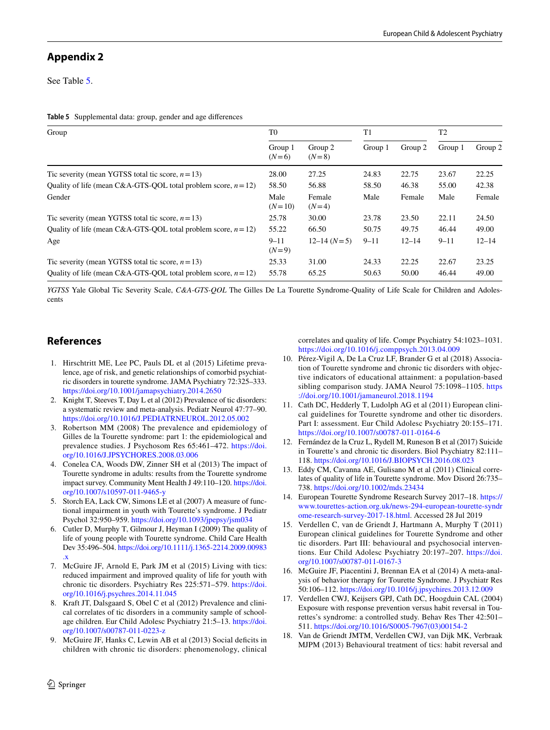## Appendix 2

See Table 5.

**Table 5** Supplemental data: group, gender and age differences

| Group | T0 | | T1 | | T2 | |
|---|---|---|---|---|---|---|
| | Group 1 ($N=6$) | Group 2 ($N=8$) | Group 1 | Group 2 | Group 1 | Group 2 |
| Tic severity (mean YGTSS total tic score, $n=13$) | 28.00 | 27.25 | 24.83 | 22.75 | 23.67 | 22.25 |
| Quality of life (mean C&A-GTS-QOL total problem score, $n=12$) | 58.50 | 56.88 | 58.50 | 46.38 | 55.00 | 42.38 |
| Gender | Male ($N=10$) | Female ($N=4$) | Male | Female | Male | Female |
| Tic severity (mean YGTSS total tic score, $n=13$) | 25.78 | 30.00 | 23.78 | 23.50 | 22.11 | 24.50 |
| Quality of life (mean C&A-GTS-QOL total problem score, $n=12$) | 55.22 | 66.50 | 50.75 | 49.75 | 46.44 | 49.00 |
| Age | 9–11 ($N=9$) | 12–14 ($N=5$) | 9–11 | 12–14 | 9–11 | 12–14 |
| Tic severity (mean YGTSS total tic score, $n=13$) | 25.33 | 31.00 | 24.33 | 22.25 | 22.67 | 23.25 |
| Quality of life (mean C&A-GTS-QOL total problem score, $n=12$) | 55.78 | 65.25 | 50.63 | 50.00 | 46.44 | 49.00 |

*YGTSS* Yale Global Tic Severity Scale, *C&A-GTS-QOL* The Gilles De La Tourette Syndrome-Quality of Life Scale for Children and Adolescents

## References

1. Hirschtritt ME, Lee PC, Pauls DL et al (2015) Lifetime prevalence, age of risk, and genetic relationships of comorbid psychiatric disorders in tourette syndrome. JAMA Psychiatry 72:325–333. https://doi.org/10.1001/jamapsychiatry.2014.2650
2. Knight T, Steeves T, Day L et al (2012) Prevalence of tic disorders: a systematic review and meta-analysis. Pediatr Neurol 47:77–90. https://doi.org/10.1016/J.PEDIATRNEUROL.2012.05.002
3. Robertson MM (2008) The prevalence and epidemiology of Gilles de la Tourette syndrome: part 1: the epidemiological and prevalence studies. J Psychosom Res 65:461–472. https://doi.org/10.1016/J.JPSYCHORES.2008.03.006
4. Conelea CA, Woods DW, Zinner SH et al (2013) The impact of Tourette syndrome in adults: results from the Tourette syndrome impact survey. Community Ment Health J 49:110–120. https://doi.org/10.1007/s10597-011-9465-y
5. Storch EA, Lack CW, Simons LE et al (2007) A measure of functional impairment in youth with Tourette's syndrome. J Pediatr Psychol 32:950–959. https://doi.org/10.1093/jpepsy/jsm034
6. Cutler D, Murphy T, Gilmour J, Heyman I (2009) The quality of life of young people with Tourette syndrome. Child Care Health Dev 35:496–504. https://doi.org/10.1111/j.1365-2214.2009.00983.x
7. McGuire JF, Arnold E, Park JM et al (2015) Living with tics: reduced impairment and improved quality of life for youth with chronic tic disorders. Psychiatry Res 225:571–579. https://doi.org/10.1016/j.psychres.2014.11.045
8. Kraft JT, Dalsgaard S, Obel C et al (2012) Prevalence and clinical correlates of tic disorders in a community sample of school-age children. Eur Child Adolesc Psychiatry 21:5–13. https://doi.org/10.1007/s00787-011-0223-z
9. McGuire JF, Hanks C, Lewin AB et al (2013) Social deficits in children with chronic tic disorders: phenomenology, clinical correlates and quality of life. Compr Psychiatry 54:1023–1031. https://doi.org/10.1016/j.comppsych.2013.04.009
10. Pérez-Vigil A, De La Cruz LF, Brander G et al (2018) Association of Tourette syndrome and chronic tic disorders with objective indicators of educational attainment: a population-based sibling comparison study. JAMA Neurol 75:1098–1105. https://doi.org/10.1001/jamaneurol.2018.1194
11. Cath DC, Hedderly T, Ludolph AG et al (2011) European clinical guidelines for Tourette syndrome and other tic disorders. Part I: assessment. Eur Child Adolesc Psychiatry 20:155–171. https://doi.org/10.1007/s00787-011-0164-6
12. Fernández de la Cruz L, Rydell M, Runeson B et al (2017) Suicide in Tourette's and chronic tic disorders. Biol Psychiatry 82:111–118. https://doi.org/10.1016/J.BIOPSYCH.2016.08.023
13. Eddy CM, Cavanna AE, Gulisano M et al (2011) Clinical correlates of quality of life in Tourette syndrome. Mov Disord 26:735–738. https://doi.org/10.1002/mds.23434
14. European Tourette Syndrome Research Survey 2017–18. https://www.tourettes-action.org.uk/news-294-european-tourette-syndrome-research-survey-2017-18.html. Accessed 28 Jul 2019
15. Verdellen C, van de Griendt J, Hartmann A, Murphy T (2011) European clinical guidelines for Tourette Syndrome and other tic disorders. Part III: behavioural and psychosocial interventions. Eur Child Adolesc Psychiatry 20:197–207. https://doi.org/10.1007/s00787-011-0167-3
16. McGuire JF, Piacentini J, Brennan EA et al (2014) A meta-analysis of behavior therapy for Tourette Syndrome. J Psychiatr Res 50:106–112. https://doi.org/10.1016/j.jpsychires.2013.12.009
17. Verdellen CWJ, Keijsers GPJ, Cath DC, Hoogduin CAL (2004) Exposure with response prevention versus habit reversal in Tourettes's syndrome: a controlled study. Behav Res Ther 42:501–511. https://doi.org/10.1016/S0005-7967(03)00154-2
18. Van de Griendt JMTM, Verdellen CWJ, van Dijk MK, Verbraak MJPM (2013) Behavioural treatment of tics: habit reversal and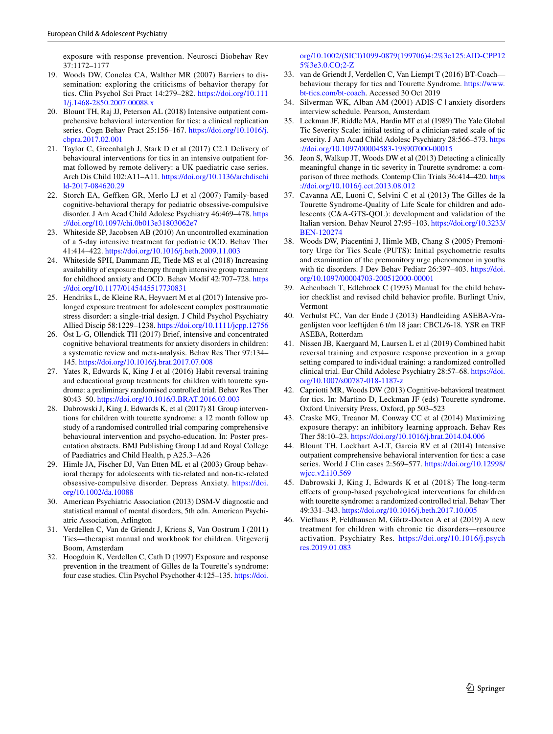exposure with response prevention. Neurosci Biobehav Rev 37:1172–1177

19. Woods DW, Conelea CA, Walther MR (2007) Barriers to dissemination: exploring the criticisms of behavior therapy for tics. Clin Psychol Sci Pract 14:279–282. https://doi.org/10.1111/j.1468-2850.2007.00088.x
20. Blount TH, Raj JJ, Peterson AL (2018) Intensive outpatient comprehensive behavioral intervention for tics: a clinical replication series. Cogn Behav Pract 25:156–167. https://doi.org/10.1016/j.cbpra.2017.02.001
21. Taylor C, Greenhalgh J, Stark D et al (2017) C2.1 Delivery of behavioural interventions for tics in an intensive outpatient format followed by remote delivery: a UK paediatric case series. Arch Dis Child 102:A11–A11. https://doi.org/10.1136/archdischild-2017-084620.29
22. Storch EA, Geffken GR, Merlo LJ et al (2007) Family-based cognitive-behavioral therapy for pediatric obsessive-compulsive disorder. J Am Acad Child Adolesc Psychiatry 46:469–478. https://doi.org/10.1097/chi.0b013e31803062e7
23. Whiteside SP, Jacobsen AB (2010) An uncontrolled examination of a 5-day intensive treatment for pediatric OCD. Behav Ther 41:414–422. https://doi.org/10.1016/j.beth.2009.11.003
24. Whiteside SPH, Dammann JE, Tiede MS et al (2018) Increasing availability of exposure therapy through intensive group treatment for childhood anxiety and OCD. Behav Modif 42:707–728. https://doi.org/10.1177/0145445517730831
25. Hendriks L, de Kleine RA, Heyvaert M et al (2017) Intensive prolonged exposure treatment for adolescent complex posttraumatic stress disorder: a single-trial design. J Child Psychol Psychiatry Allied Discip 58:1229–1238. https://doi.org/10.1111/jcpp.12756
26. Öst L-G, Ollendick TH (2017) Brief, intensive and concentrated cognitive behavioral treatments for anxiety disorders in children: a systematic review and meta-analysis. Behav Res Ther 97:134–145. https://doi.org/10.1016/j.brat.2017.07.008
27. Yates R, Edwards K, King J et al (2016) Habit reversal training and educational group treatments for children with tourette syndrome: a preliminary randomised controlled trial. Behav Res Ther 80:43–50. https://doi.org/10.1016/J.BRAT.2016.03.003
28. Dabrowski J, King J, Edwards K, et al (2017) 81 Group interventions for children with tourette syndrome: a 12 month follow up study of a randomised controlled trial comparing comprehensive behavioural intervention and psycho-education. In: Poster presentation abstracts. BMJ Publishing Group Ltd and Royal College of Paediatrics and Child Health, p A25.3–A26
29. Himle JA, Fischer DJ, Van Etten ML et al (2003) Group behavioral therapy for adolescents with tic-related and non-tic-related obsessive-compulsive disorder. Depress Anxiety. https://doi.org/10.1002/da.10088
30. American Psychiatric Association (2013) DSM-V diagnostic and statistical manual of mental disorders, 5th edn. American Psychiatric Association, Arlington
31. Verdellen C, Van de Griendt J, Kriens S, Van Oostrum I (2011) Tics—therapist manual and workbook for children. Uitgeverij Boom, Amsterdam
32. Hoogduin K, Verdellen C, Cath D (1997) Exposure and response prevention in the treatment of Gilles de la Tourette's syndrome: four case studies. Clin Psychol Psychother 4:125–135. https://doi.org/10.1002/(SICI)1099-0879(199706)4:2%3c125:AID-CPP125%3e3.0.CO;2-Z
33. van de Griendt J, Verdellen C, Van Liempt T (2016) BT-Coach—behaviour therapy for tics and Tourette Syndrome. https://www.bt-tics.com/bt-coach. Accessed 30 Oct 2019
34. Silverman WK, Alban AM (2001) ADIS-C | anxiety disorders interview schedule. Pearson, Amsterdam
35. Leckman JF, Riddle MA, Hardin MT et al (1989) The Yale Global Tic Severity Scale: initial testing of a clinician-rated scale of tic severity. J Am Acad Child Adolesc Psychiatry 28:566–573. https://doi.org/10.1097/00004583-198907000-00015
36. Jeon S, Walkup JT, Woods DW et al (2013) Detecting a clinically meaningful change in tic severity in Tourette syndrome: a comparison of three methods. Contemp Clin Trials 36:414–420. https://doi.org/10.1016/j.cct.2013.08.012
37. Cavanna AE, Luoni C, Selvini C et al (2013) The Gilles de la Tourette Syndrome-Quality of Life Scale for children and adolescents (C&A-GTS-QOL): development and validation of the Italian version. Behav Neurol 27:95–103. https://doi.org/10.3233/BEN-120274
38. Woods DW, Piacentini J, Himle MB, Chang S (2005) Premonitory Urge for Tics Scale (PUTS): Initial psychometric results and examination of the premonitory urge phenomenon in youths with tic disorders. J Dev Behav Pediatr 26:397–403. https://doi.org/10.1097/00004703-200512000-00001
39. Achenbach T, Edlebrock C (1993) Manual for the child behavior checklist and revised child behavior profile. Burlingt Univ, Vermont
40. Verhulst FC, Van der Ende J (2013) Handleiding ASEBA-Vragenlijsten voor leeftijden 6 t/m 18 jaar: CBCL/6-18. YSR en TRF ASEBA, Rotterdam
41. Nissen JB, Kaergaard M, Laursen L et al (2019) Combined habit reversal training and exposure response prevention in a group setting compared to individual training: a randomized controlled clinical trial. Eur Child Adolesc Psychiatry 28:57–68. https://doi.org/10.1007/s00787-018-1187-z
42. Capriotti MR, Woods DW (2013) Cognitive-behavioral treatment for tics. In: Martino D, Leckman JF (eds) Tourette syndrome. Oxford University Press, Oxford, pp 503–523
43. Craske MG, Treanor M, Conway CC et al (2014) Maximizing exposure therapy: an inhibitory learning approach. Behav Res Ther 58:10–23. https://doi.org/10.1016/j.brat.2014.04.006
44. Blount TH, Lockhart A-LT, Garcia RV et al (2014) Intensive outpatient comprehensive behavioral intervention for tics: a case series. World J Clin cases 2:569–577. https://doi.org/10.12998/wjcc.v2.i10.569
45. Dabrowski J, King J, Edwards K et al (2018) The long-term effects of group-based psychological interventions for children with tourette syndrome: a randomized controlled trial. Behav Ther 49:331–343. https://doi.org/10.1016/j.beth.2017.10.005
46. Viefhaus P, Feldhausen M, Görtz-Dorten A et al (2019) A new treatment for children with chronic tic disorders—resource activation. Psychiatry Res. https://doi.org/10.1016/j.psychres.2019.01.083